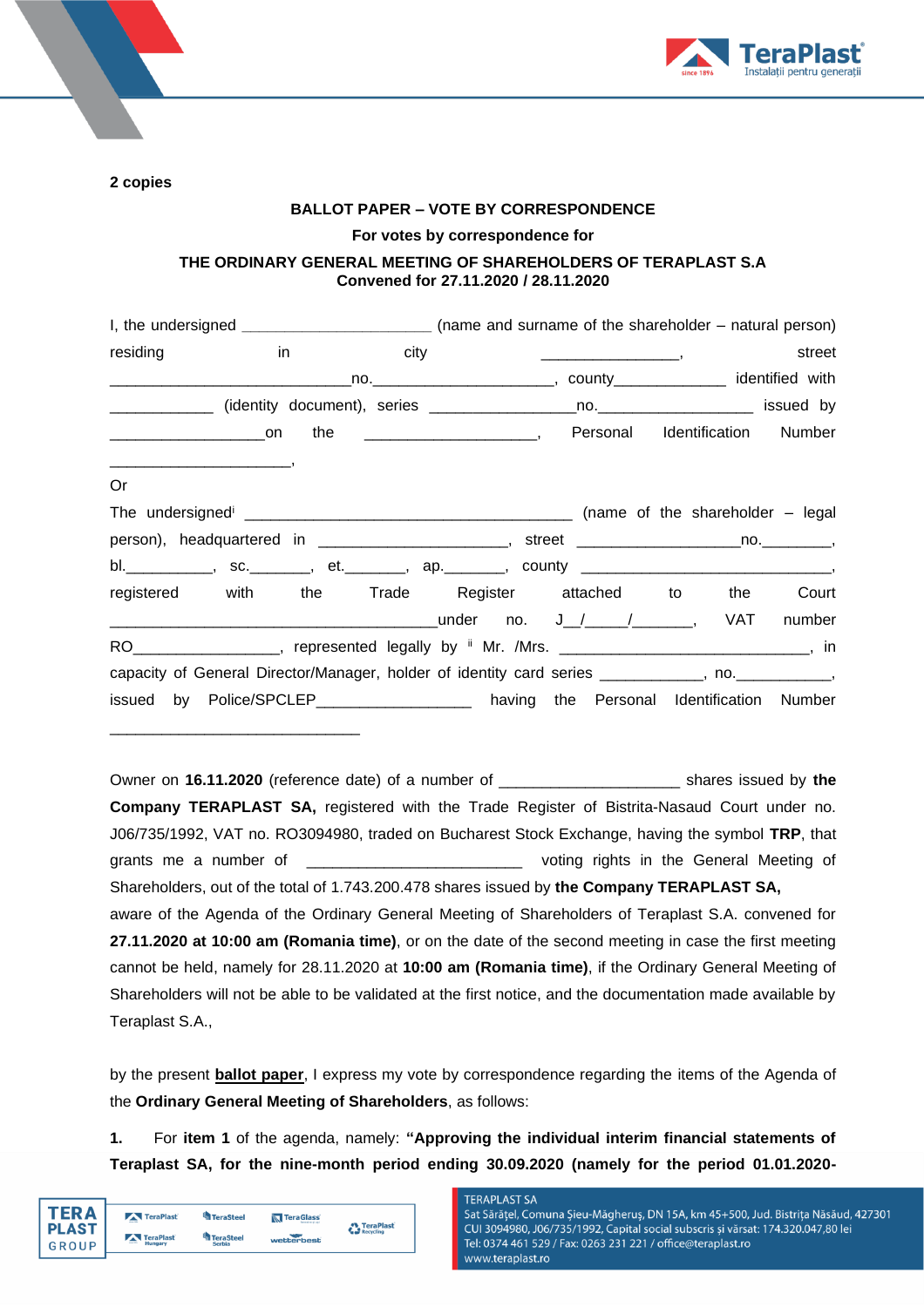**2 copies**

**BALLOT PAPER – VOTE BY CORRESPONDENCE**

**For votes by correspondence for**

**THE ORDINARY GENERAL MEETING OF SHAREHOLDERS OF TERAPLAST S.A**
**Convened for 27.11.2020 / 28.11.2020**

I, the undersigned ______________________ (name and surname of the shareholder – natural person) residing in city ________________, street ____________________________no.____________________, county_____________ identified with ____________ (identity document), series _________________no.__________________ issued by __________________on the ____________________, Personal Identification Number ______________________,

Or

The undersigned[i] ______________________________________ (name of the shareholder – legal person), headquartered in _____________________, street __________________no.________, bl.__________, sc._______, et._______, ap._______, county _____________________________, registered with the Trade Register attached to the Court _______________________________________under no. J__/_____/_______, VAT number RO________________, represented legally by [ii] Mr. /Mrs. _____________________________, in capacity of General Director/Manager, holder of identity card series ____________, no.___________, issued by Police/SPCLEP_________________ having the Personal Identification Number _____________________________

Owner on **16.11.2020** (reference date) of a number of ____________________ shares issued by **the Company TERAPLAST SA,** registered with the Trade Register of Bistrita-Nasaud Court under no. J06/735/1992, VAT no. RO3094980, traded on Bucharest Stock Exchange, having the symbol **TRP**, that grants me a number of _________________________ voting rights in the General Meeting of Shareholders, out of the total of 1.743.200.478 shares issued by **the Company TERAPLAST SA,** aware of the Agenda of the Ordinary General Meeting of Shareholders of Teraplast S.A. convened for **27.11.2020 at 10:00 am (Romania time)**, or on the date of the second meeting in case the first meeting cannot be held, namely for 28.11.2020 at **10:00 am (Romania time)**, if the Ordinary General Meeting of Shareholders will not be able to be validated at the first notice, and the documentation made available by Teraplast S.A.,

by the present **ballot paper**, I express my vote by correspondence regarding the items of the Agenda of the **Ordinary General Meeting of Shareholders**, as follows:

**1.** For **item 1** of the agenda, namely: **"Approving the individual interim financial statements of Teraplast SA, for the nine-month period ending 30.09.2020 (namely for the period 01.01.2020-**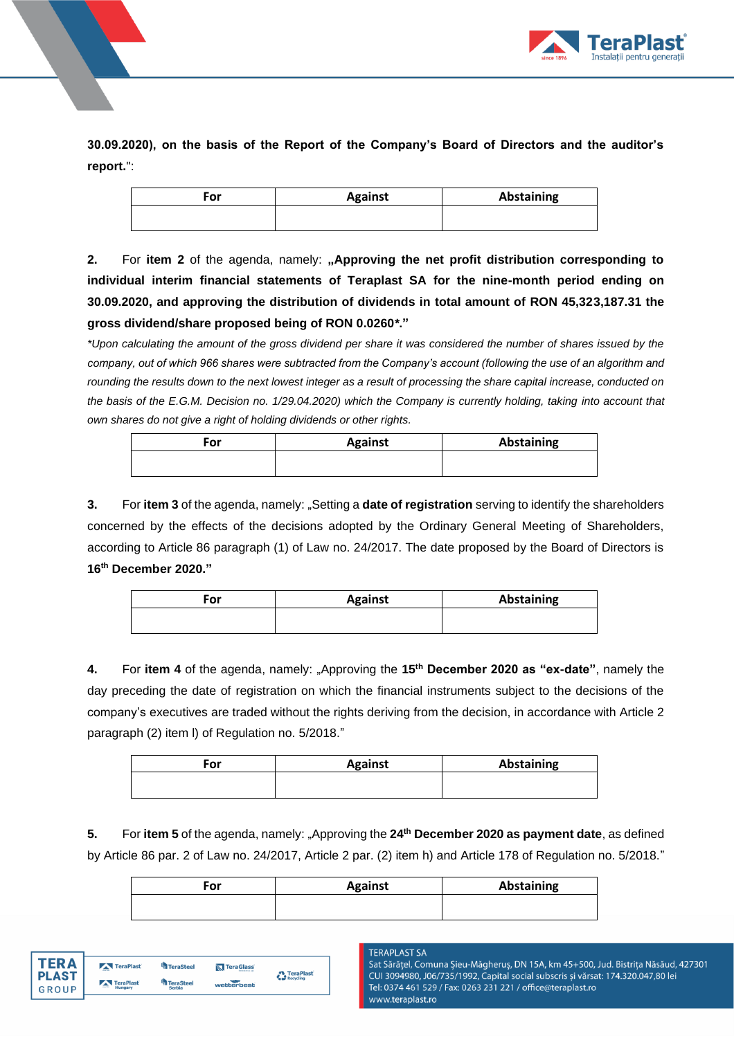**30.09.2020), on the basis of the Report of the Company's Board of Directors and the auditor's report.**":

| For | Against | Abstaining |
| --- | --- | --- |
| | | |

**2.** For **item 2** of the agenda, namely: **„Approving the net profit distribution corresponding to individual interim financial statements of Teraplast SA for the nine-month period ending on 30.09.2020, and approving the distribution of dividends in total amount of RON 45,323,187.31 the gross dividend/share proposed being of RON 0.0260*."**

*\*Upon calculating the amount of the gross dividend per share it was considered the number of shares issued by the company, out of which 966 shares were subtracted from the Company's account (following the use of an algorithm and rounding the results down to the next lowest integer as a result of processing the share capital increase, conducted on the basis of the E.G.M. Decision no. 1/29.04.2020) which the Company is currently holding, taking into account that own shares do not give a right of holding dividends or other rights.*

| For | Against | Abstaining |
| --- | --- | --- |
| | | |

**3.** For **item 3** of the agenda, namely: „Setting a **date of registration** serving to identify the shareholders concerned by the effects of the decisions adopted by the Ordinary General Meeting of Shareholders, according to Article 86 paragraph (1) of Law no. 24/2017. The date proposed by the Board of Directors is **16th December 2020."**

| For | Against | Abstaining |
| --- | --- | --- |
| | | |

**4.** For **item 4** of the agenda, namely: „Approving the **15th December 2020 as "ex-date"**, namely the day preceding the date of registration on which the financial instruments subject to the decisions of the company's executives are traded without the rights deriving from the decision, in accordance with Article 2 paragraph (2) item l) of Regulation no. 5/2018."

| For | Against | Abstaining |
| --- | --- | --- |
| | | |

**5.** For **item 5** of the agenda, namely: „Approving the **24th December 2020 as payment date**, as defined by Article 86 par. 2 of Law no. 24/2017, Article 2 par. (2) item h) and Article 178 of Regulation no. 5/2018."

| For | Against | Abstaining |
| --- | --- | --- |
| | | |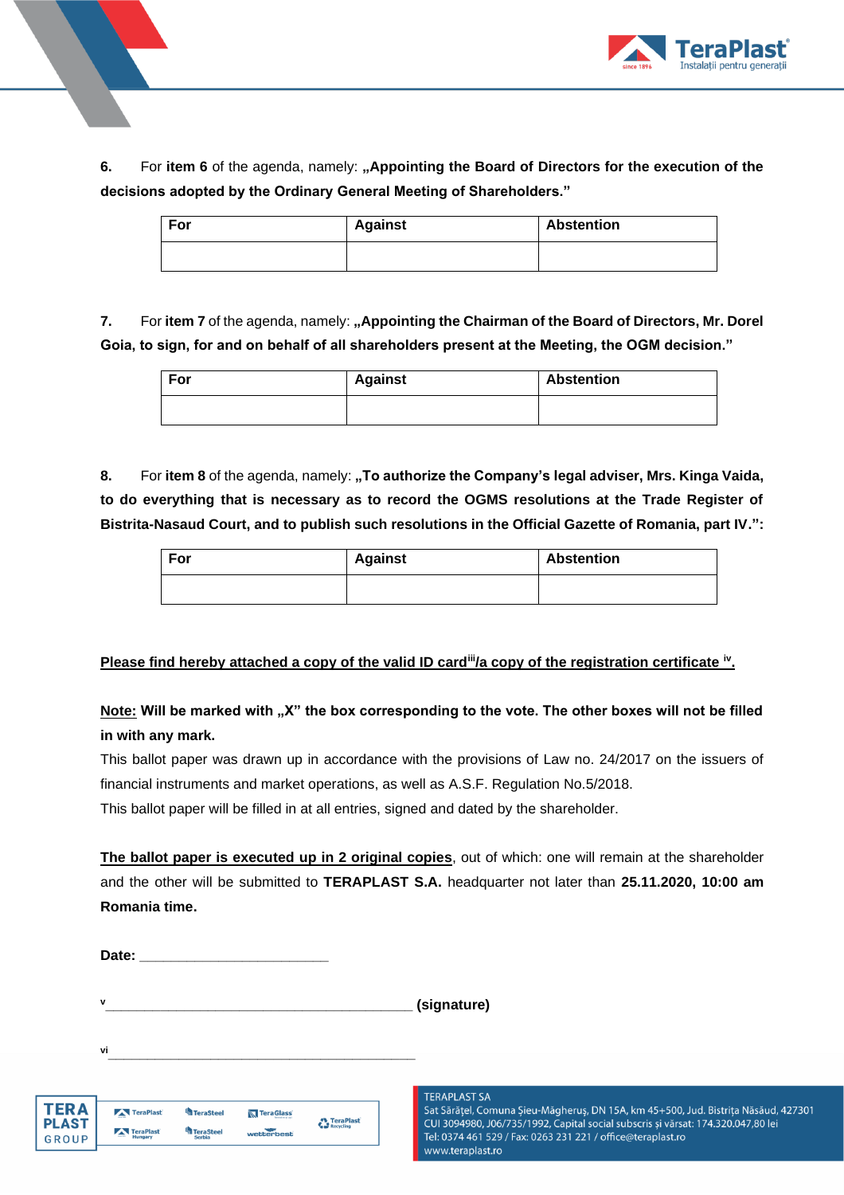**6.** For **item 6** of the agenda, namely: **„Appointing the Board of Directors for the execution of the decisions adopted by the Ordinary General Meeting of Shareholders."**

| For | Against | Abstention |
|---|---|---|
| | | |

**7.** For **item 7** of the agenda, namely: **„Appointing the Chairman of the Board of Directors, Mr. Dorel Goia, to sign, for and on behalf of all shareholders present at the Meeting, the OGM decision."**

| For | Against | Abstention |
|---|---|---|
| | | |

**8.** For **item 8** of the agenda, namely: **„To authorize the Company's legal adviser, Mrs. Kinga Vaida, to do everything that is necessary as to record the OGMS resolutions at the Trade Register of Bistrita-Nasaud Court, and to publish such resolutions in the Official Gazette of Romania, part IV.":**

| For | Against | Abstention |
|---|---|---|
| | | |

**Please find hereby attached a copy of the valid ID card[iii]/a copy of the registration certificate [iv].**

**Note: Will be marked with „X" the box corresponding to the vote. The other boxes will not be filled in with any mark.**

This ballot paper was drawn up in accordance with the provisions of Law no. 24/2017 on the issuers of financial instruments and market operations, as well as A.S.F. Regulation No.5/2018.

This ballot paper will be filled in at all entries, signed and dated by the shareholder.

**The ballot paper is executed up in 2 original copies**, out of which: one will remain at the shareholder and the other will be submitted to **TERAPLAST S.A.** headquarter not later than **25.11.2020, 10:00 am Romania time.**

**Date:** ________________________

[v]__________________________________________ **(signature)**

[vi]__________________________________________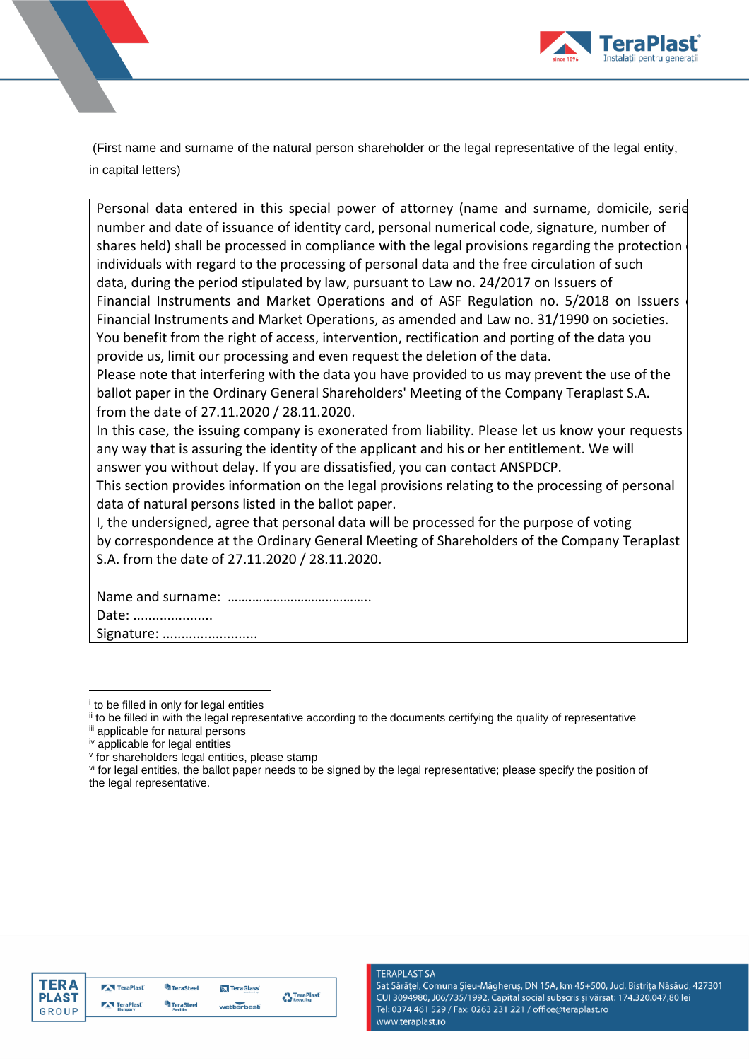(First name and surname of the natural person shareholder or the legal representative of the legal entity, in capital letters)

| |
|---|
| Personal data entered in this special power of attorney (name and surname, domicile, serie number and date of issuance of identity card, personal numerical code, signature, number of shares held) shall be processed in compliance with the legal provisions regarding the protection individuals with regard to the processing of personal data and the free circulation of such data, during the period stipulated by law, pursuant to Law no. 24/2017 on Issuers of Financial Instruments and Market Operations and of ASF Regulation no. 5/2018 on Issuers Financial Instruments and Market Operations, as amended and Law no. 31/1990 on societies. You benefit from the right of access, intervention, rectification and porting of the data you provide us, limit our processing and even request the deletion of the data.<br>Please note that interfering with the data you have provided to us may prevent the use of the ballot paper in the Ordinary General Shareholders' Meeting of the Company Teraplast S.A. from the date of 27.11.2020 / 28.11.2020.<br>In this case, the issuing company is exonerated from liability. Please let us know your requests any way that is assuring the identity of the applicant and his or her entitlement. We will answer you without delay. If you are dissatisfied, you can contact ANSPDCP.<br>This section provides information on the legal provisions relating to the processing of personal data of natural persons listed in the ballot paper.<br>I, the undersigned, agree that personal data will be processed for the purpose of voting by correspondence at the Ordinary General Meeting of Shareholders of the Company Teraplast S.A. from the date of 27.11.2020 / 28.11.2020.<br><br>Name and surname: ……………………………………<br>Date: ....................<br>Signature: ......................... |

---

[i] to be filled in only for legal entities
[ii] to be filled in with the legal representative according to the documents certifying the quality of representative
[iii] applicable for natural persons
[iv] applicable for legal entities
[v] for shareholders legal entities, please stamp
[vi] for legal entities, the ballot paper needs to be signed by the legal representative; please specify the position of the legal representative.